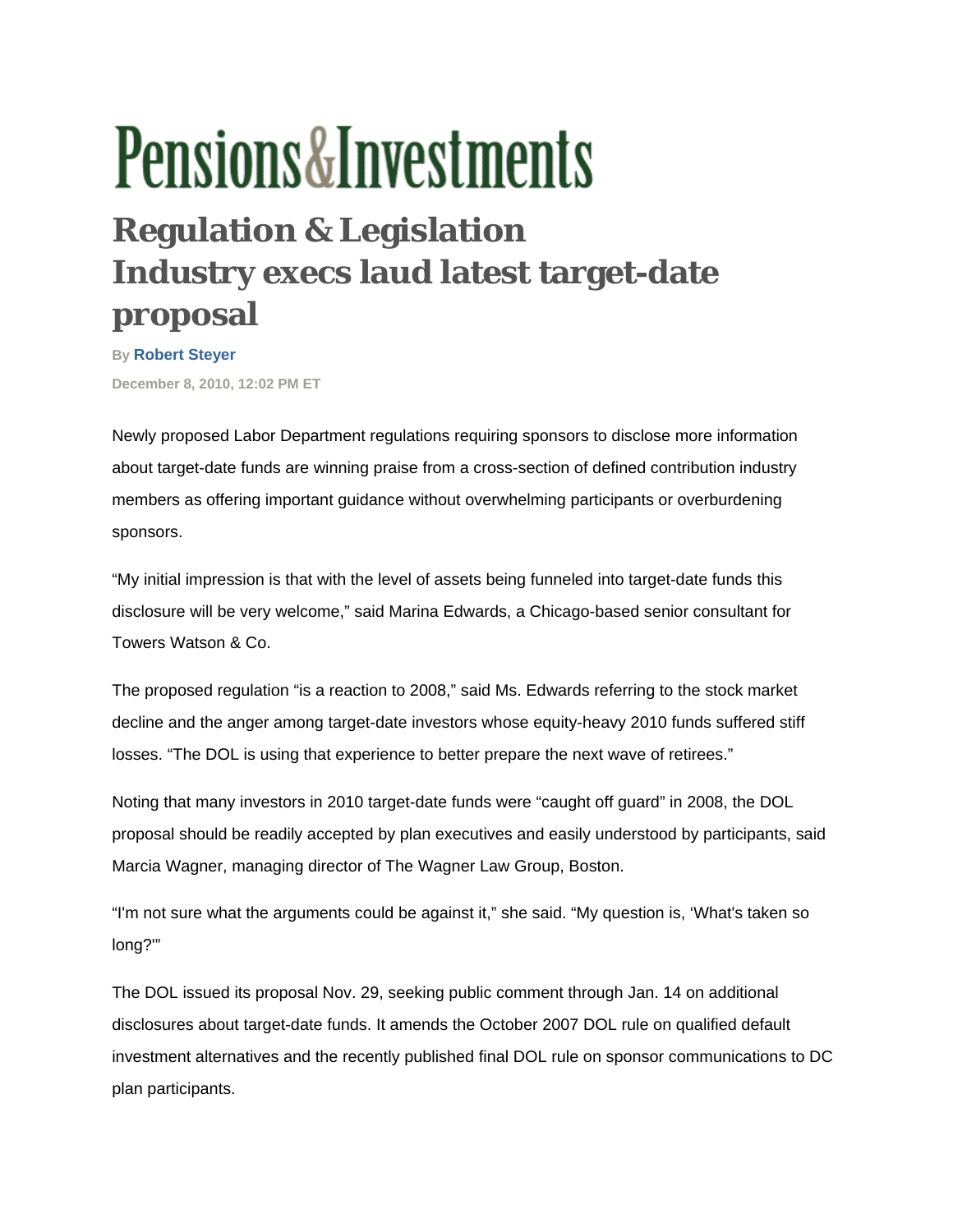# Pensions&Investments

## Regulation & Legislation
## Industry execs laud latest target-date proposal

By **Robert Steyer**

December 8, 2010, 12:02 PM ET

Newly proposed Labor Department regulations requiring sponsors to disclose more information about target-date funds are winning praise from a cross-section of defined contribution industry members as offering important guidance without overwhelming participants or overburdening sponsors.

"My initial impression is that with the level of assets being funneled into target-date funds this disclosure will be very welcome," said Marina Edwards, a Chicago-based senior consultant for Towers Watson & Co.

The proposed regulation "is a reaction to 2008," said Ms. Edwards referring to the stock market decline and the anger among target-date investors whose equity-heavy 2010 funds suffered stiff losses. "The DOL is using that experience to better prepare the next wave of retirees."

Noting that many investors in 2010 target-date funds were "caught off guard" in 2008, the DOL proposal should be readily accepted by plan executives and easily understood by participants, said Marcia Wagner, managing director of The Wagner Law Group, Boston.

"I'm not sure what the arguments could be against it," she said. "My question is, 'What's taken so long?'"

The DOL issued its proposal Nov. 29, seeking public comment through Jan. 14 on additional disclosures about target-date funds. It amends the October 2007 DOL rule on qualified default investment alternatives and the recently published final DOL rule on sponsor communications to DC plan participants.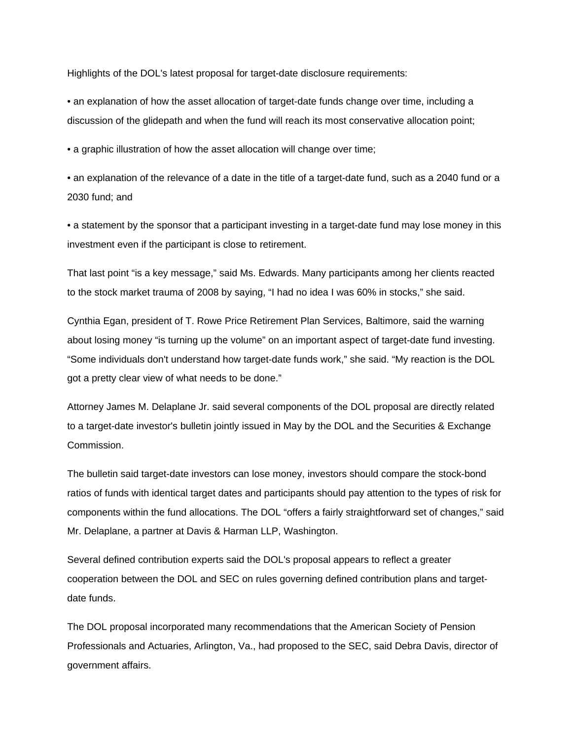Highlights of the DOL's latest proposal for target-date disclosure requirements:

- an explanation of how the asset allocation of target-date funds change over time, including a discussion of the glidepath and when the fund will reach its most conservative allocation point;
- a graphic illustration of how the asset allocation will change over time;
- an explanation of the relevance of a date in the title of a target-date fund, such as a 2040 fund or a 2030 fund; and
- a statement by the sponsor that a participant investing in a target-date fund may lose money in this investment even if the participant is close to retirement.

That last point "is a key message," said Ms. Edwards. Many participants among her clients reacted to the stock market trauma of 2008 by saying, "I had no idea I was 60% in stocks," she said.

Cynthia Egan, president of T. Rowe Price Retirement Plan Services, Baltimore, said the warning about losing money "is turning up the volume" on an important aspect of target-date fund investing. "Some individuals don't understand how target-date funds work," she said. "My reaction is the DOL got a pretty clear view of what needs to be done."

Attorney James M. Delaplane Jr. said several components of the DOL proposal are directly related to a target-date investor's bulletin jointly issued in May by the DOL and the Securities & Exchange Commission.

The bulletin said target-date investors can lose money, investors should compare the stock-bond ratios of funds with identical target dates and participants should pay attention to the types of risk for components within the fund allocations. The DOL "offers a fairly straightforward set of changes," said Mr. Delaplane, a partner at Davis & Harman LLP, Washington.

Several defined contribution experts said the DOL's proposal appears to reflect a greater cooperation between the DOL and SEC on rules governing defined contribution plans and target-date funds.

The DOL proposal incorporated many recommendations that the American Society of Pension Professionals and Actuaries, Arlington, Va., had proposed to the SEC, said Debra Davis, director of government affairs.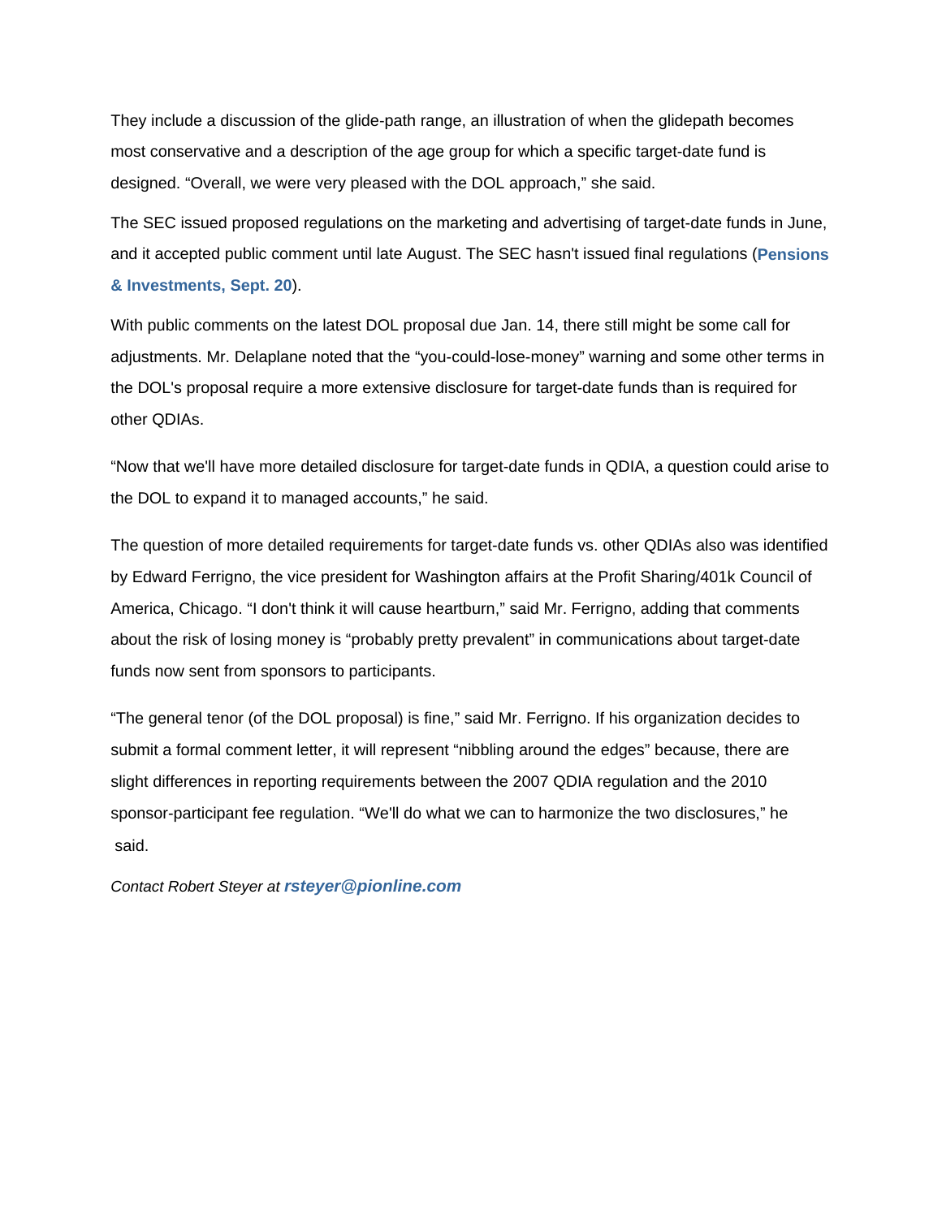They include a discussion of the glide-path range, an illustration of when the glidepath becomes most conservative and a description of the age group for which a specific target-date fund is designed. “Overall, we were very pleased with the DOL approach,” she said.

The SEC issued proposed regulations on the marketing and advertising of target-date funds in June, and it accepted public comment until late August. The SEC hasn't issued final regulations (**Pensions & Investments, Sept. 20**).

With public comments on the latest DOL proposal due Jan. 14, there still might be some call for adjustments. Mr. Delaplane noted that the “you-could-lose-money” warning and some other terms in the DOL's proposal require a more extensive disclosure for target-date funds than is required for other QDIAs.

“Now that we'll have more detailed disclosure for target-date funds in QDIA, a question could arise to the DOL to expand it to managed accounts,” he said.

The question of more detailed requirements for target-date funds vs. other QDIAs also was identified by Edward Ferrigno, the vice president for Washington affairs at the Profit Sharing/401k Council of America, Chicago. “I don't think it will cause heartburn,” said Mr. Ferrigno, adding that comments about the risk of losing money is “probably pretty prevalent” in communications about target-date funds now sent from sponsors to participants.

“The general tenor (of the DOL proposal) is fine,” said Mr. Ferrigno. If his organization decides to submit a formal comment letter, it will represent “nibbling around the edges” because, there are slight differences in reporting requirements between the 2007 QDIA regulation and the 2010 sponsor-participant fee regulation. “We'll do what we can to harmonize the two disclosures,” he said.

*Contact Robert Steyer at* ***rsteyer@pionline.com***